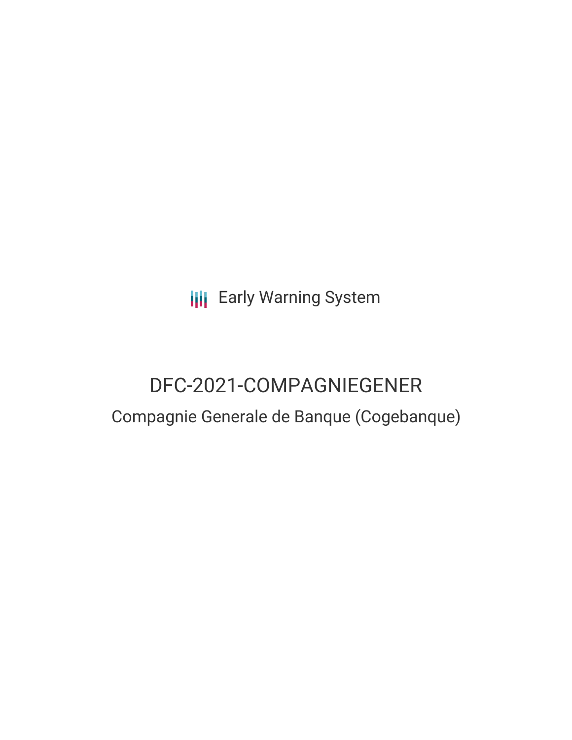Early Warning System

# DFC-2021-COMPAGNIEGENER

## Compagnie Generale de Banque (Cogebanque)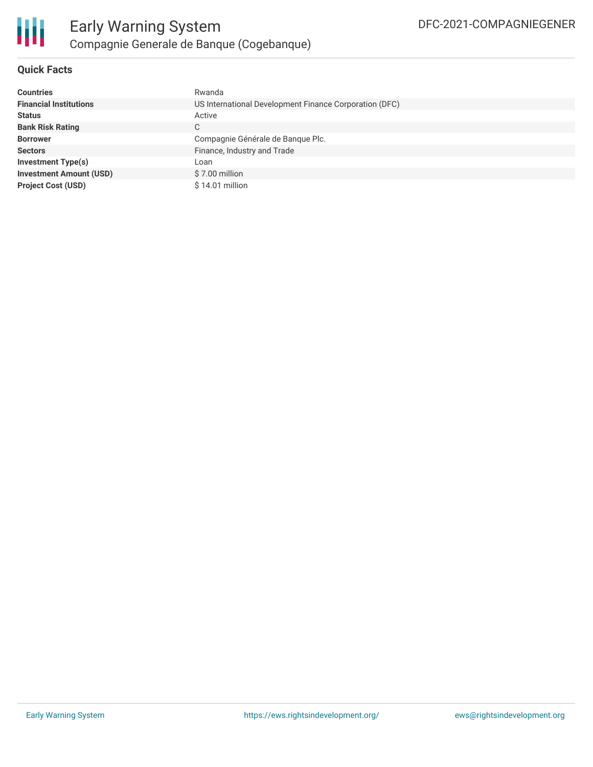# Early Warning System

## Compagnie Generale de Banque (Cogebanque)

DFC-2021-COMPAGNIEGENER

### Quick Facts

| | |
|---|---|
| **Countries** | Rwanda |
| **Financial Institutions** | US International Development Finance Corporation (DFC) |
| **Status** | Active |
| **Bank Risk Rating** | C |
| **Borrower** | Compagnie Générale de Banque Plc. |
| **Sectors** | Finance, Industry and Trade |
| **Investment Type(s)** | Loan |
| **Investment Amount (USD)** | $ 7.00 million |
| **Project Cost (USD)** | $ 14.01 million |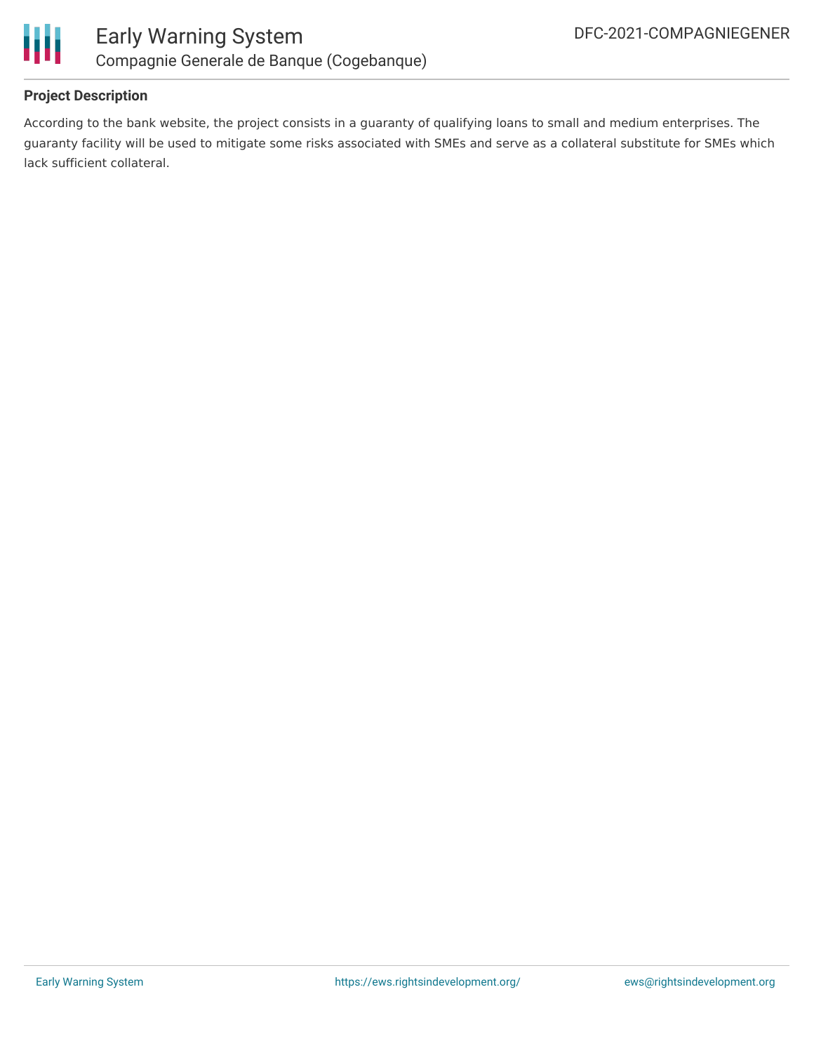## Project Description

According to the bank website, the project consists in a guaranty of qualifying loans to small and medium enterprises. The guaranty facility will be used to mitigate some risks associated with SMEs and serve as a collateral substitute for SMEs which lack sufficient collateral.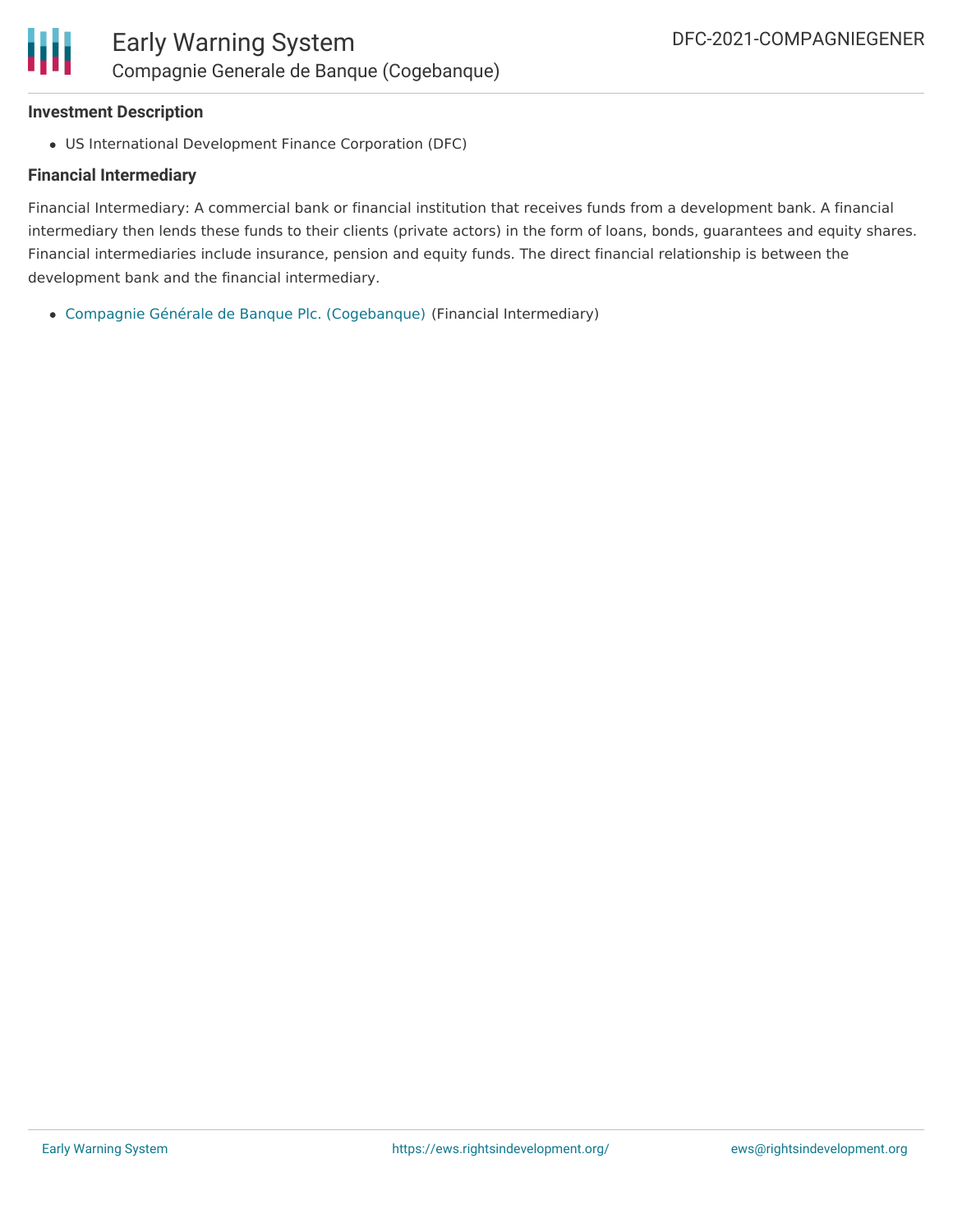**Investment Description**

- US International Development Finance Corporation (DFC)

**Financial Intermediary**

Financial Intermediary: A commercial bank or financial institution that receives funds from a development bank. A financial intermediary then lends these funds to their clients (private actors) in the form of loans, bonds, guarantees and equity shares. Financial intermediaries include insurance, pension and equity funds. The direct financial relationship is between the development bank and the financial intermediary.

- Compagnie Générale de Banque Plc. (Cogebanque) (Financial Intermediary)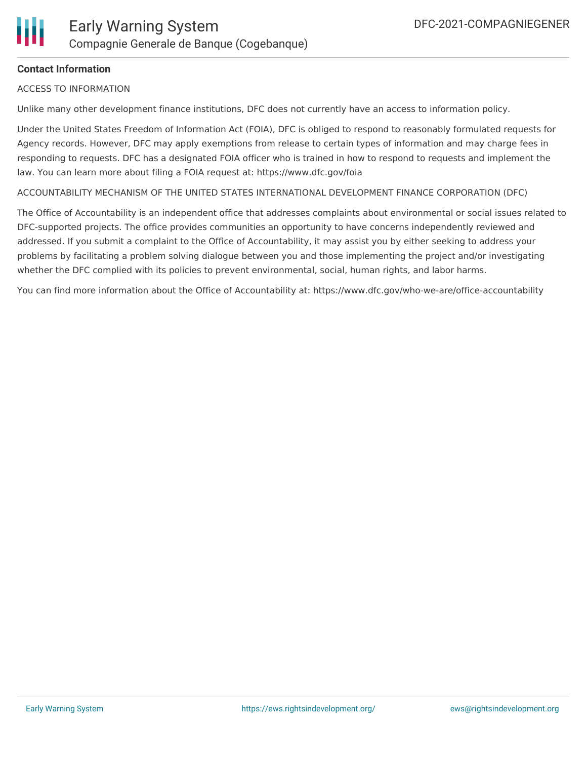**Contact Information**

ACCESS TO INFORMATION

Unlike many other development finance institutions, DFC does not currently have an access to information policy.

Under the United States Freedom of Information Act (FOIA), DFC is obliged to respond to reasonably formulated requests for Agency records. However, DFC may apply exemptions from release to certain types of information and may charge fees in responding to requests. DFC has a designated FOIA officer who is trained in how to respond to requests and implement the law. You can learn more about filing a FOIA request at: https://www.dfc.gov/foia

ACCOUNTABILITY MECHANISM OF THE UNITED STATES INTERNATIONAL DEVELOPMENT FINANCE CORPORATION (DFC)

The Office of Accountability is an independent office that addresses complaints about environmental or social issues related to DFC-supported projects. The office provides communities an opportunity to have concerns independently reviewed and addressed. If you submit a complaint to the Office of Accountability, it may assist you by either seeking to address your problems by facilitating a problem solving dialogue between you and those implementing the project and/or investigating whether the DFC complied with its policies to prevent environmental, social, human rights, and labor harms.

You can find more information about the Office of Accountability at: https://www.dfc.gov/who-we-are/office-accountability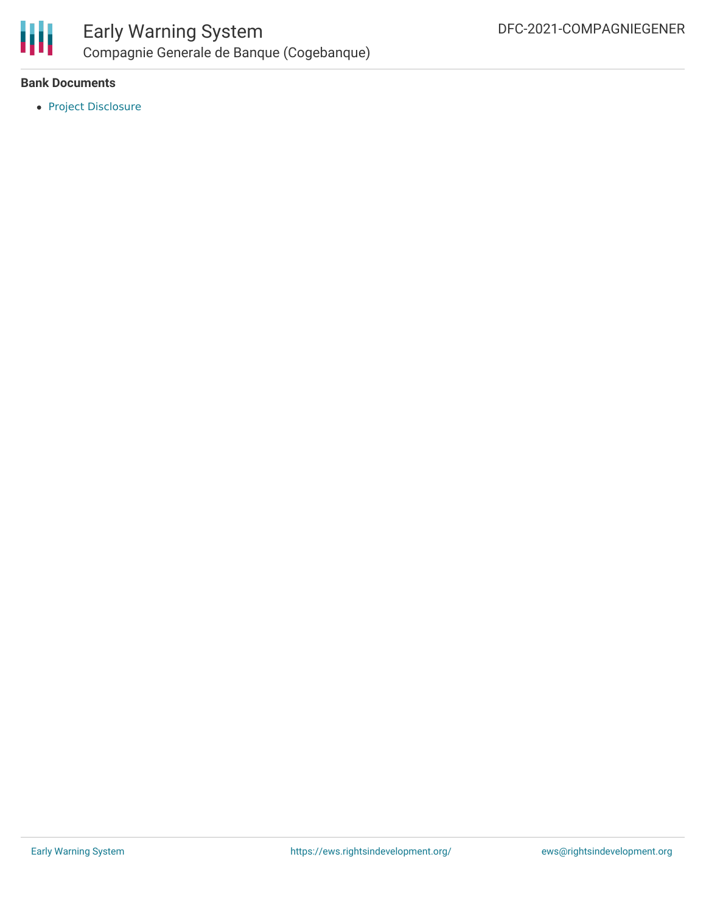**Bank Documents**

- Project Disclosure